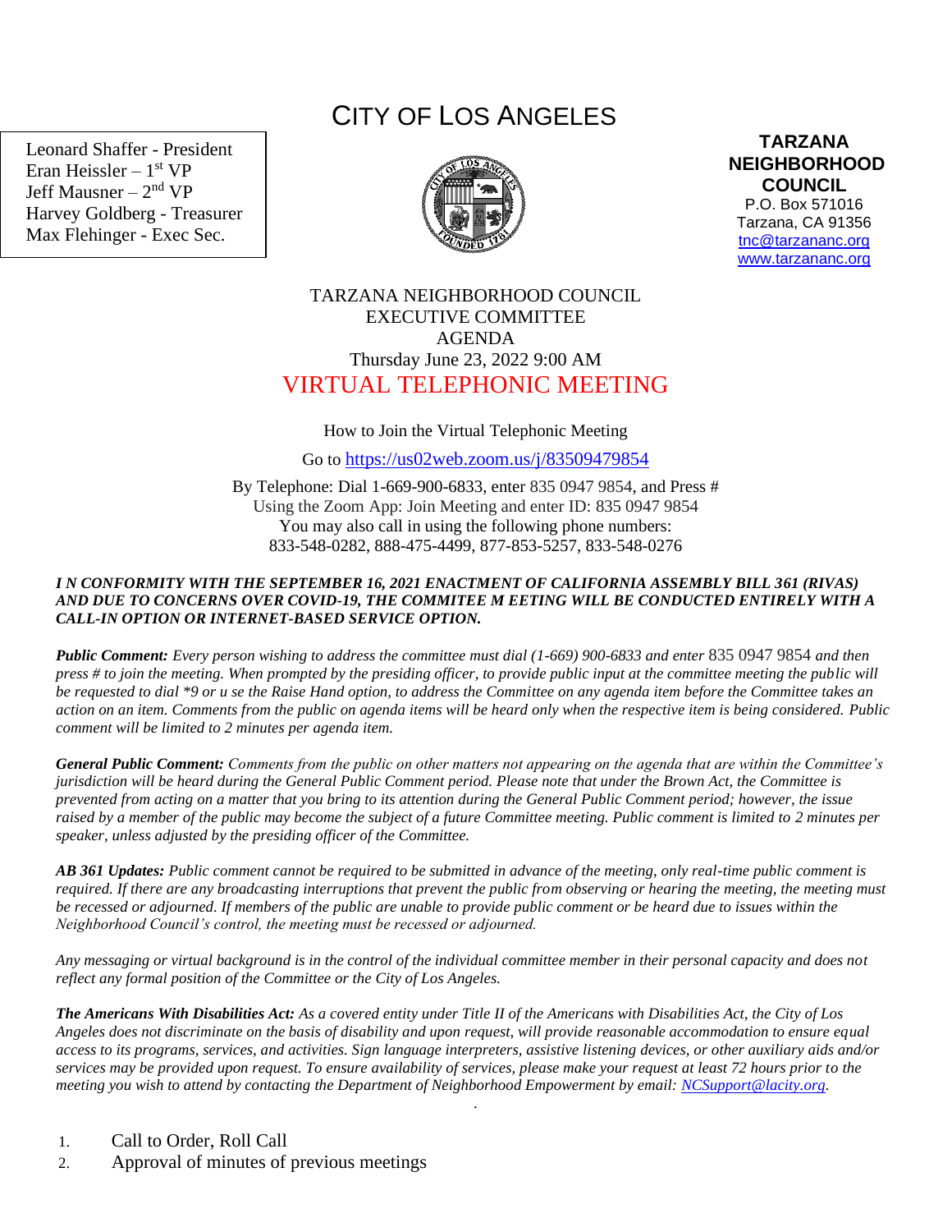# CITY OF LOS ANGELES

Leonard Shaffer - President
Eran Heissler – 1st VP
Jeff Mausner – 2nd VP
Harvey Goldberg - Treasurer
Max Flehinger - Exec Sec.

**TARZANA NEIGHBORHOOD COUNCIL**
P.O. Box 571016
Tarzana, CA 91356
tnc@tarzananc.org
www.tarzananc.org

TARZANA NEIGHBORHOOD COUNCIL
EXECUTIVE COMMITTEE
AGENDA
Thursday June 23, 2022 9:00 AM

## VIRTUAL TELEPHONIC MEETING

How to Join the Virtual Telephonic Meeting

Go to https://us02web.zoom.us/j/83509479854

By Telephone: Dial 1-669-900-6833, enter 835 0947 9854, and Press #
Using the Zoom App: Join Meeting and enter ID: 835 0947 9854
You may also call in using the following phone numbers:
833-548-0282, 888-475-4499, 877-853-5257, 833-548-0276

***I N CONFORMITY WITH THE SEPTEMBER 16, 2021 ENACTMENT OF CALIFORNIA ASSEMBLY BILL 361 (RIVAS) AND DUE TO CONCERNS OVER COVID-19, THE COMMITEE M EETING WILL BE CONDUCTED ENTIRELY WITH A CALL-IN OPTION OR INTERNET-BASED SERVICE OPTION.***

***Public Comment:*** *Every person wishing to address the committee must dial (1-669) 900-6833 and enter 835 0947 9854 and then press # to join the meeting. When prompted by the presiding officer, to provide public input at the committee meeting the public will be requested to dial \*9 or u se the Raise Hand option, to address the Committee on any agenda item before the Committee takes an action on an item. Comments from the public on agenda items will be heard only when the respective item is being considered. Public comment will be limited to 2 minutes per agenda item.*

***General Public Comment:*** *Comments from the public on other matters not appearing on the agenda that are within the Committee's jurisdiction will be heard during the General Public Comment period. Please note that under the Brown Act, the Committee is prevented from acting on a matter that you bring to its attention during the General Public Comment period; however, the issue raised by a member of the public may become the subject of a future Committee meeting. Public comment is limited to 2 minutes per speaker, unless adjusted by the presiding officer of the Committee.*

***AB 361 Updates:*** *Public comment cannot be required to be submitted in advance of the meeting, only real-time public comment is required. If there are any broadcasting interruptions that prevent the public from observing or hearing the meeting, the meeting must be recessed or adjourned. If members of the public are unable to provide public comment or be heard due to issues within the Neighborhood Council's control, the meeting must be recessed or adjourned.*

*Any messaging or virtual background is in the control of the individual committee member in their personal capacity and does not reflect any formal position of the Committee or the City of Los Angeles.*

***The Americans With Disabilities Act:*** *As a covered entity under Title II of the Americans with Disabilities Act, the City of Los Angeles does not discriminate on the basis of disability and upon request, will provide reasonable accommodation to ensure equal access to its programs, services, and activities. Sign language interpreters, assistive listening devices, or other auxiliary aids and/or services may be provided upon request. To ensure availability of services, please make your request at least 72 hours prior to the meeting you wish to attend by contacting the Department of Neighborhood Empowerment by email: NCSupport@lacity.org.*

1. Call to Order, Roll Call
2. Approval of minutes of previous meetings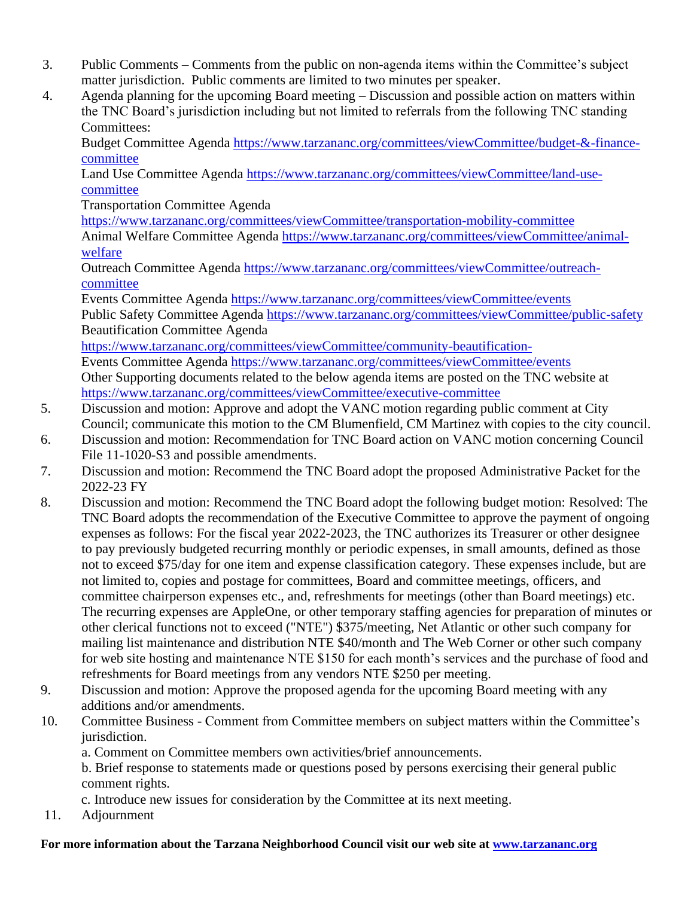3. Public Comments – Comments from the public on non-agenda items within the Committee's subject matter jurisdiction. Public comments are limited to two minutes per speaker.
4. Agenda planning for the upcoming Board meeting – Discussion and possible action on matters within the TNC Board's jurisdiction including but not limited to referrals from the following TNC standing Committees:
   Budget Committee Agenda https://www.tarzananc.org/committees/viewCommittee/budget-&-finance-committee
   Land Use Committee Agenda https://www.tarzananc.org/committees/viewCommittee/land-use-committee
   Transportation Committee Agenda https://www.tarzananc.org/committees/viewCommittee/transportation-mobility-committee
   Animal Welfare Committee Agenda https://www.tarzananc.org/committees/viewCommittee/animal-welfare
   Outreach Committee Agenda https://www.tarzananc.org/committees/viewCommittee/outreach-committee
   Events Committee Agenda https://www.tarzananc.org/committees/viewCommittee/events
   Public Safety Committee Agenda https://www.tarzananc.org/committees/viewCommittee/public-safety
   Beautification Committee Agenda https://www.tarzananc.org/committees/viewCommittee/community-beautification-
   Events Committee Agenda https://www.tarzananc.org/committees/viewCommittee/events
   Other Supporting documents related to the below agenda items are posted on the TNC website at https://www.tarzananc.org/committees/viewCommittee/executive-committee
5. Discussion and motion: Approve and adopt the VANC motion regarding public comment at City Council; communicate this motion to the CM Blumenfield, CM Martinez with copies to the city council.
6. Discussion and motion: Recommendation for TNC Board action on VANC motion concerning Council File 11-1020-S3 and possible amendments.
7. Discussion and motion: Recommend the TNC Board adopt the proposed Administrative Packet for the 2022-23 FY
8. Discussion and motion: Recommend the TNC Board adopt the following budget motion: Resolved: The TNC Board adopts the recommendation of the Executive Committee to approve the payment of ongoing expenses as follows: For the fiscal year 2022-2023, the TNC authorizes its Treasurer or other designee to pay previously budgeted recurring monthly or periodic expenses, in small amounts, defined as those not to exceed $75/day for one item and expense classification category. These expenses include, but are not limited to, copies and postage for committees, Board and committee meetings, officers, and committee chairperson expenses etc., and, refreshments for meetings (other than Board meetings) etc. The recurring expenses are AppleOne, or other temporary staffing agencies for preparation of minutes or other clerical functions not to exceed ("NTE") $375/meeting, Net Atlantic or other such company for mailing list maintenance and distribution NTE $40/month and The Web Corner or other such company for web site hosting and maintenance NTE $150 for each month's services and the purchase of food and refreshments for Board meetings from any vendors NTE $250 per meeting.
9. Discussion and motion: Approve the proposed agenda for the upcoming Board meeting with any additions and/or amendments.
10. Committee Business - Comment from Committee members on subject matters within the Committee's jurisdiction.
    a. Comment on Committee members own activities/brief announcements.
    b. Brief response to statements made or questions posed by persons exercising their general public comment rights.
    c. Introduce new issues for consideration by the Committee at its next meeting.
11. Adjournment

**For more information about the Tarzana Neighborhood Council visit our web site at www.tarzananc.org**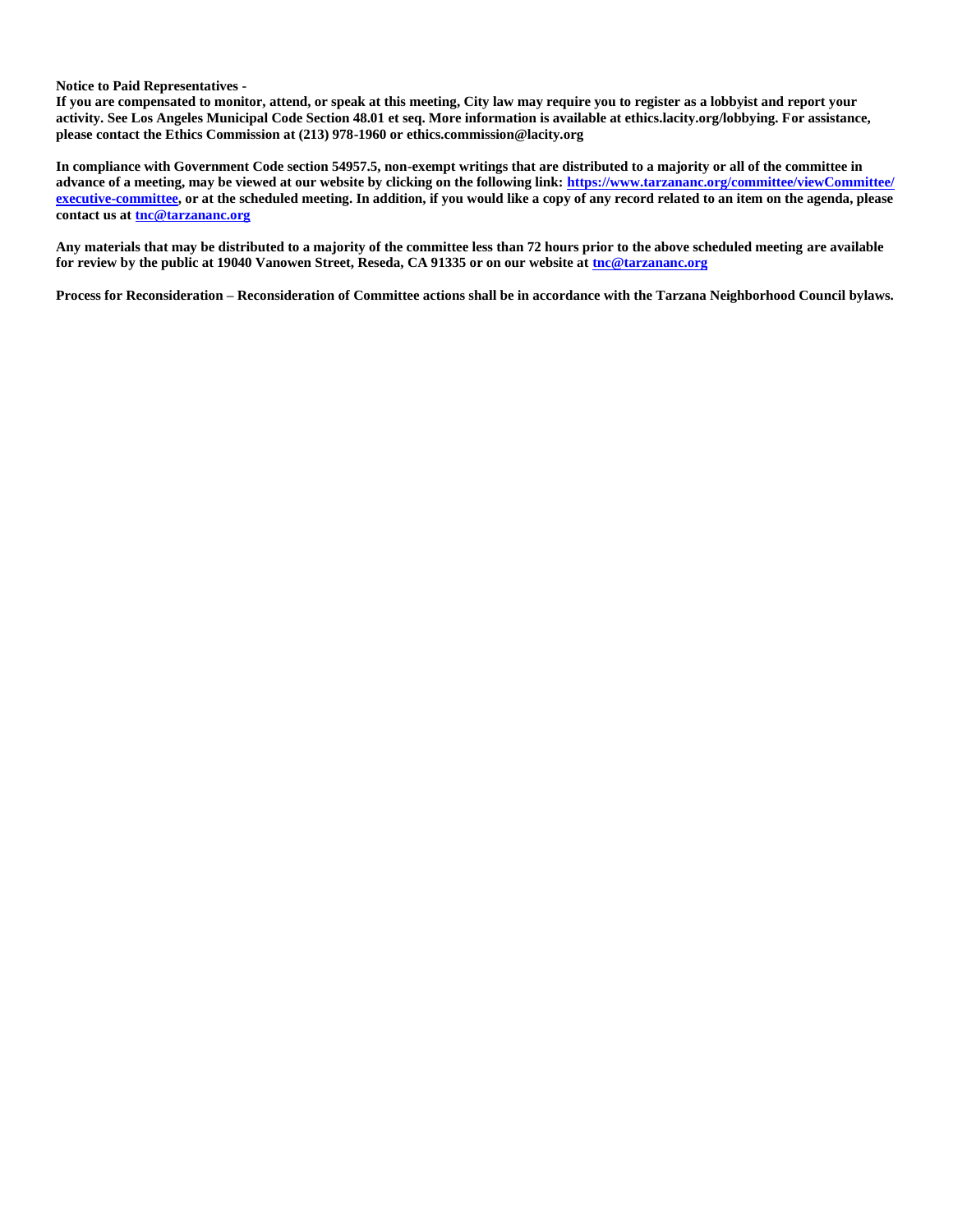**Notice to Paid Representatives -**
**If you are compensated to monitor, attend, or speak at this meeting, City law may require you to register as a lobbyist and report your activity. See Los Angeles Municipal Code Section 48.01 et seq. More information is available at ethics.lacity.org/lobbying. For assistance, please contact the Ethics Commission at (213) 978-1960 or ethics.commission@lacity.org**

**In compliance with Government Code section 54957.5, non-exempt writings that are distributed to a majority or all of the committee in advance of a meeting, may be viewed at our website by clicking on the following link: [https://www.tarzananc.org/committee/viewCommittee/executive-committee](https://www.tarzananc.org/committee/viewCommittee/executive-committee), or at the scheduled meeting. In addition, if you would like a copy of any record related to an item on the agenda, please contact us at [tnc@tarzananc.org](mailto:tnc@tarzananc.org)**

**Any materials that may be distributed to a majority of the committee less than 72 hours prior to the above scheduled meeting are available for review by the public at 19040 Vanowen Street, Reseda, CA 91335 or on our website at [tnc@tarzananc.org](mailto:tnc@tarzananc.org)**

**Process for Reconsideration – Reconsideration of Committee actions shall be in accordance with the Tarzana Neighborhood Council bylaws.**